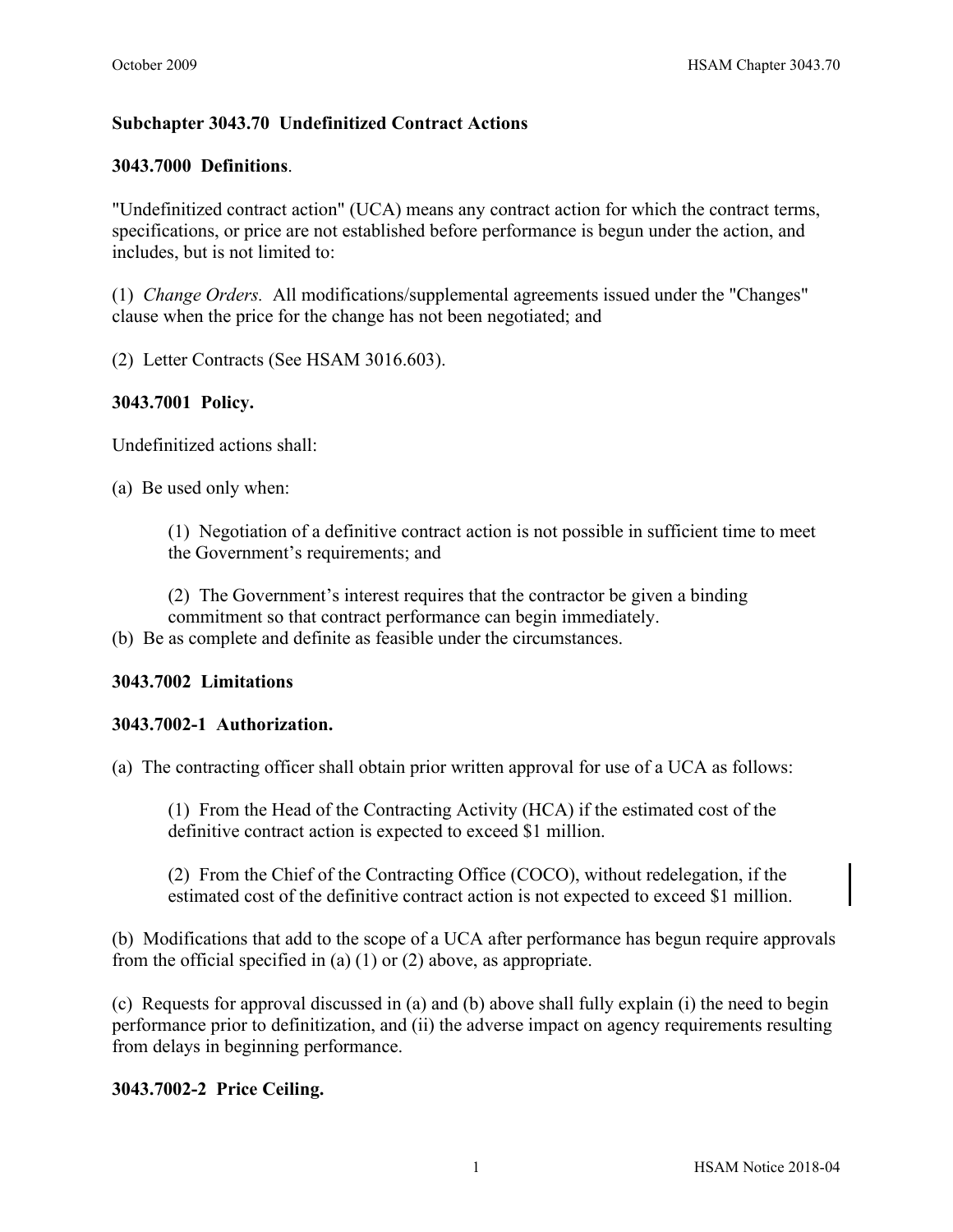## Subchapter 3043.70 Undefinitized Contract Actions

### 3043.7000 Definitions.

"Undefinitized contract action" (UCA) means any contract action for which the contract terms, specifications, or price are not established before performance is begun under the action, and includes, but is not limited to:

(1) *Change Orders.* All modifications/supplemental agreements issued under the "Changes" clause when the price for the change has not been negotiated; and

(2) Letter Contracts (See HSAM 3016.603).

### 3043.7001 Policy.

Undefinitized actions shall:

(a) Be used only when:

> (1) Negotiation of a definitive contract action is not possible in sufficient time to meet the Government's requirements; and
>
> (2) The Government's interest requires that the contractor be given a binding commitment so that contract performance can begin immediately.

(b) Be as complete and definite as feasible under the circumstances.

### 3043.7002 Limitations

#### 3043.7002-1 Authorization.

(a) The contracting officer shall obtain prior written approval for use of a UCA as follows:

> (1) From the Head of the Contracting Activity (HCA) if the estimated cost of the definitive contract action is expected to exceed $1 million.
>
> (2) From the Chief of the Contracting Office (COCO), without redelegation, if the estimated cost of the definitive contract action is not expected to exceed $1 million.

(b) Modifications that add to the scope of a UCA after performance has begun require approvals from the official specified in (a) (1) or (2) above, as appropriate.

(c) Requests for approval discussed in (a) and (b) above shall fully explain (i) the need to begin performance prior to definitization, and (ii) the adverse impact on agency requirements resulting from delays in beginning performance.

#### 3043.7002-2 Price Ceiling.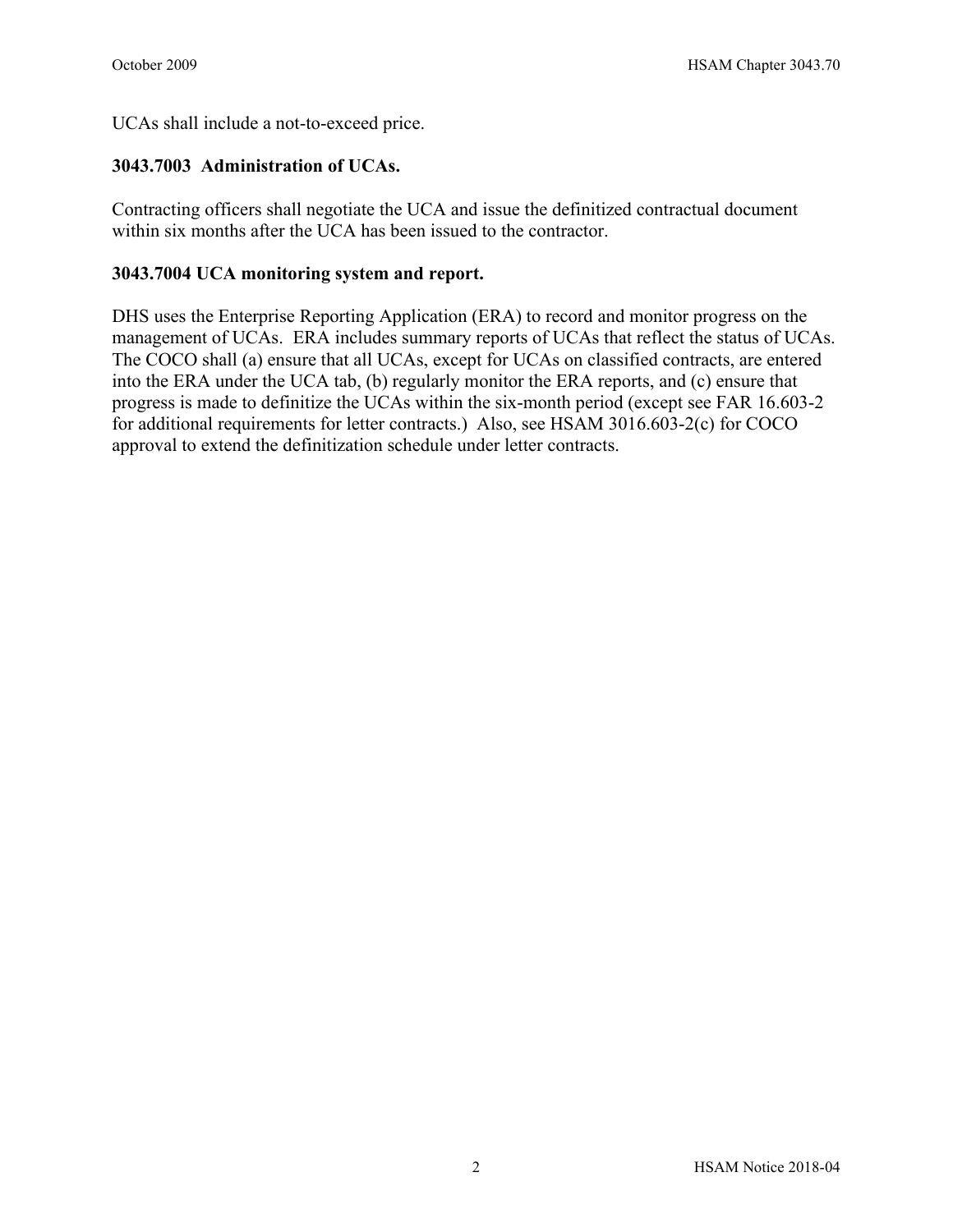UCAs shall include a not-to-exceed price.

### 3043.7003 Administration of UCAs.

Contracting officers shall negotiate the UCA and issue the definitized contractual document within six months after the UCA has been issued to the contractor.

### 3043.7004 UCA monitoring system and report.

DHS uses the Enterprise Reporting Application (ERA) to record and monitor progress on the management of UCAs. ERA includes summary reports of UCAs that reflect the status of UCAs. The COCO shall (a) ensure that all UCAs, except for UCAs on classified contracts, are entered into the ERA under the UCA tab, (b) regularly monitor the ERA reports, and (c) ensure that progress is made to definitize the UCAs within the six-month period (except see FAR 16.603-2 for additional requirements for letter contracts.) Also, see HSAM 3016.603-2(c) for COCO approval to extend the definitization schedule under letter contracts.